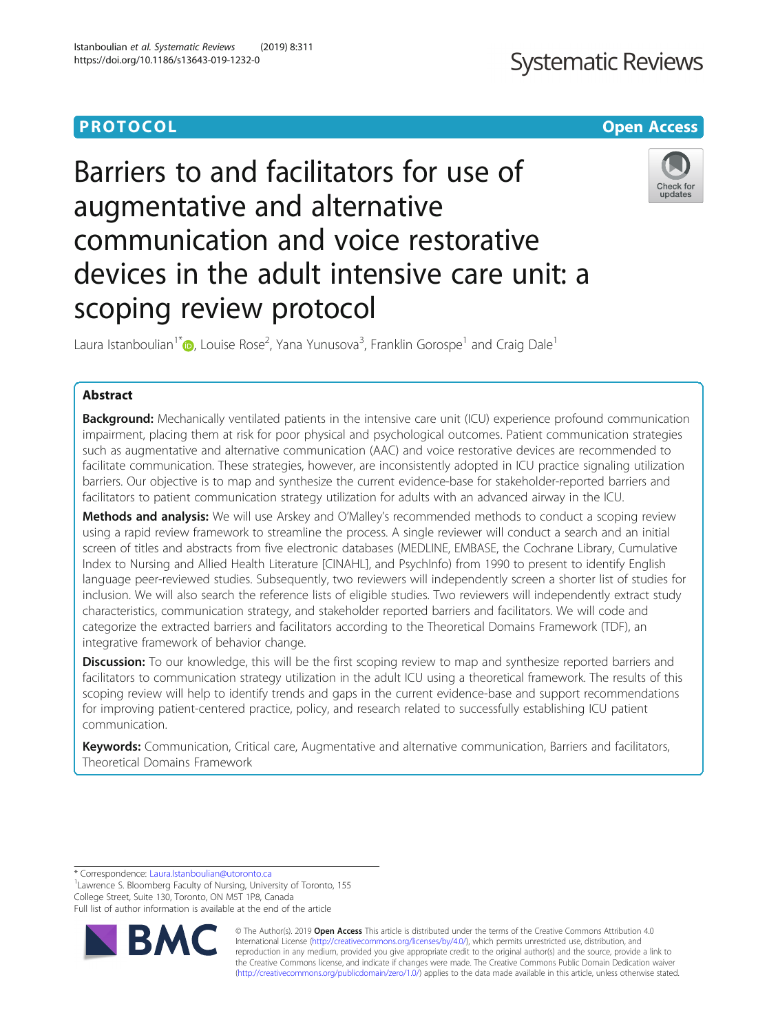PROTOCOL

Open Access

# Barriers to and facilitators for use of augmentative and alternative communication and voice restorative devices in the adult intensive care unit: a scoping review protocol

Laura Istanboulian[1*], Louise Rose[2], Yana Yunusova[3], Franklin Gorospe[1] and Craig Dale[1]

## Abstract

**Background:** Mechanically ventilated patients in the intensive care unit (ICU) experience profound communication impairment, placing them at risk for poor physical and psychological outcomes. Patient communication strategies such as augmentative and alternative communication (AAC) and voice restorative devices are recommended to facilitate communication. These strategies, however, are inconsistently adopted in ICU practice signaling utilization barriers. Our objective is to map and synthesize the current evidence-base for stakeholder-reported barriers and facilitators to patient communication strategy utilization for adults with an advanced airway in the ICU.

**Methods and analysis:** We will use Arskey and O'Malley's recommended methods to conduct a scoping review using a rapid review framework to streamline the process. A single reviewer will conduct a search and an initial screen of titles and abstracts from five electronic databases (MEDLINE, EMBASE, the Cochrane Library, Cumulative Index to Nursing and Allied Health Literature [CINAHL], and PsychInfo) from 1990 to present to identify English language peer-reviewed studies. Subsequently, two reviewers will independently screen a shorter list of studies for inclusion. We will also search the reference lists of eligible studies. Two reviewers will independently extract study characteristics, communication strategy, and stakeholder reported barriers and facilitators. We will code and categorize the extracted barriers and facilitators according to the Theoretical Domains Framework (TDF), an integrative framework of behavior change.

**Discussion:** To our knowledge, this will be the first scoping review to map and synthesize reported barriers and facilitators to communication strategy utilization in the adult ICU using a theoretical framework. The results of this scoping review will help to identify trends and gaps in the current evidence-base and support recommendations for improving patient-centered practice, policy, and research related to successfully establishing ICU patient communication.

**Keywords:** Communication, Critical care, Augmentative and alternative communication, Barriers and facilitators, Theoretical Domains Framework

---

\* Correspondence: Laura.Istanboulian@utoronto.ca

[1]Lawrence S. Bloomberg Faculty of Nursing, University of Toronto, 155 College Street, Suite 130, Toronto, ON M5T 1P8, Canada

Full list of author information is available at the end of the article

© The Author(s). 2019 **Open Access** This article is distributed under the terms of the Creative Commons Attribution 4.0 International License (http://creativecommons.org/licenses/by/4.0/), which permits unrestricted use, distribution, and reproduction in any medium, provided you give appropriate credit to the original author(s) and the source, provide a link to the Creative Commons license, and indicate if changes were made. The Creative Commons Public Domain Dedication waiver (http://creativecommons.org/publicdomain/zero/1.0/) applies to the data made available in this article, unless otherwise stated.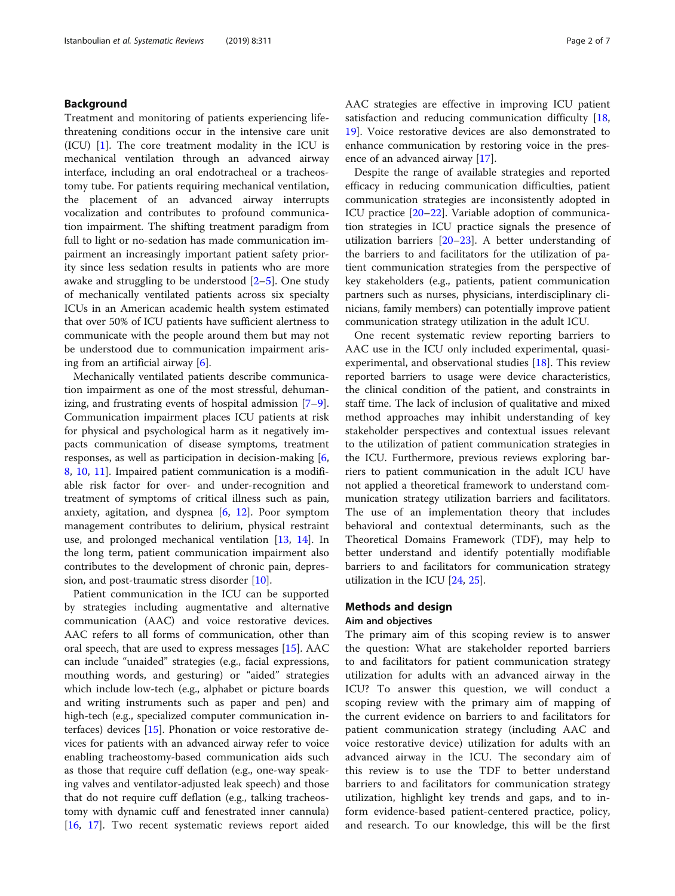## Background

Treatment and monitoring of patients experiencing life-threatening conditions occur in the intensive care unit (ICU) [1]. The core treatment modality in the ICU is mechanical ventilation through an advanced airway interface, including an oral endotracheal or a tracheostomy tube. For patients requiring mechanical ventilation, the placement of an advanced airway interrupts vocalization and contributes to profound communication impairment. The shifting treatment paradigm from full to light or no-sedation has made communication impairment an increasingly important patient safety priority since less sedation results in patients who are more awake and struggling to be understood [2–5]. One study of mechanically ventilated patients across six specialty ICUs in an American academic health system estimated that over 50% of ICU patients have sufficient alertness to communicate with the people around them but may not be understood due to communication impairment arising from an artificial airway [6].

Mechanically ventilated patients describe communication impairment as one of the most stressful, dehumanizing, and frustrating events of hospital admission [7–9]. Communication impairment places ICU patients at risk for physical and psychological harm as it negatively impacts communication of disease symptoms, treatment responses, as well as participation in decision-making [6, 8, 10, 11]. Impaired patient communication is a modifiable risk factor for over- and under-recognition and treatment of symptoms of critical illness such as pain, anxiety, agitation, and dyspnea [6, 12]. Poor symptom management contributes to delirium, physical restraint use, and prolonged mechanical ventilation [13, 14]. In the long term, patient communication impairment also contributes to the development of chronic pain, depression, and post-traumatic stress disorder [10].

Patient communication in the ICU can be supported by strategies including augmentative and alternative communication (AAC) and voice restorative devices. AAC refers to all forms of communication, other than oral speech, that are used to express messages [15]. AAC can include "unaided" strategies (e.g., facial expressions, mouthing words, and gesturing) or "aided" strategies which include low-tech (e.g., alphabet or picture boards and writing instruments such as paper and pen) and high-tech (e.g., specialized computer communication interfaces) devices [15]. Phonation or voice restorative devices for patients with an advanced airway refer to voice enabling tracheostomy-based communication aids such as those that require cuff deflation (e.g., one-way speaking valves and ventilator-adjusted leak speech) and those that do not require cuff deflation (e.g., talking tracheostomy with dynamic cuff and fenestrated inner cannula) [16, 17]. Two recent systematic reviews report aided AAC strategies are effective in improving ICU patient satisfaction and reducing communication difficulty [18, 19]. Voice restorative devices are also demonstrated to enhance communication by restoring voice in the presence of an advanced airway [17].

Despite the range of available strategies and reported efficacy in reducing communication difficulties, patient communication strategies are inconsistently adopted in ICU practice [20–22]. Variable adoption of communication strategies in ICU practice signals the presence of utilization barriers [20–23]. A better understanding of the barriers to and facilitators for the utilization of patient communication strategies from the perspective of key stakeholders (e.g., patients, patient communication partners such as nurses, physicians, interdisciplinary clinicians, family members) can potentially improve patient communication strategy utilization in the adult ICU.

One recent systematic review reporting barriers to AAC use in the ICU only included experimental, quasi-experimental, and observational studies [18]. This review reported barriers to usage were device characteristics, the clinical condition of the patient, and constraints in staff time. The lack of inclusion of qualitative and mixed method approaches may inhibit understanding of key stakeholder perspectives and contextual issues relevant to the utilization of patient communication strategies in the ICU. Furthermore, previous reviews exploring barriers to patient communication in the adult ICU have not applied a theoretical framework to understand communication strategy utilization barriers and facilitators. The use of an implementation theory that includes behavioral and contextual determinants, such as the Theoretical Domains Framework (TDF), may help to better understand and identify potentially modifiable barriers to and facilitators for communication strategy utilization in the ICU [24, 25].

## Methods and design

### Aim and objectives

The primary aim of this scoping review is to answer the question: What are stakeholder reported barriers to and facilitators for patient communication strategy utilization for adults with an advanced airway in the ICU? To answer this question, we will conduct a scoping review with the primary aim of mapping of the current evidence on barriers to and facilitators for patient communication strategy (including AAC and voice restorative device) utilization for adults with an advanced airway in the ICU. The secondary aim of this review is to use the TDF to better understand barriers to and facilitators for communication strategy utilization, highlight key trends and gaps, and to inform evidence-based patient-centered practice, policy, and research. To our knowledge, this will be the first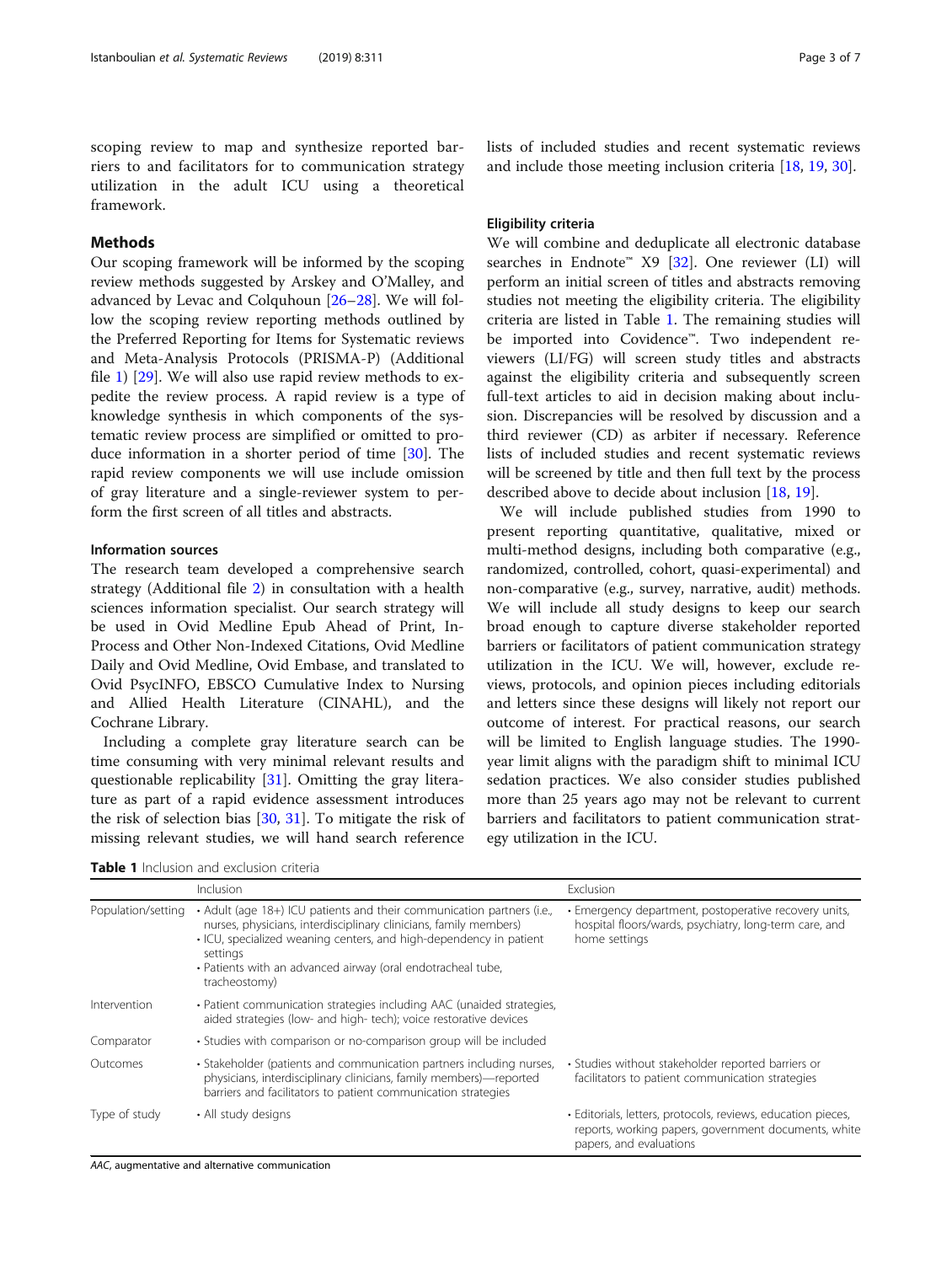scoping review to map and synthesize reported barriers to and facilitators for to communication strategy utilization in the adult ICU using a theoretical framework.

## Methods

Our scoping framework will be informed by the scoping review methods suggested by Arskey and O'Malley, and advanced by Levac and Colquhoun [26–28]. We will follow the scoping review reporting methods outlined by the Preferred Reporting for Items for Systematic reviews and Meta-Analysis Protocols (PRISMA-P) (Additional file 1) [29]. We will also use rapid review methods to expedite the review process. A rapid review is a type of knowledge synthesis in which components of the systematic review process are simplified or omitted to produce information in a shorter period of time [30]. The rapid review components we will use include omission of gray literature and a single-reviewer system to perform the first screen of all titles and abstracts.

### Information sources

The research team developed a comprehensive search strategy (Additional file 2) in consultation with a health sciences information specialist. Our search strategy will be used in Ovid Medline Epub Ahead of Print, In-Process and Other Non-Indexed Citations, Ovid Medline Daily and Ovid Medline, Ovid Embase, and translated to Ovid PsycINFO, EBSCO Cumulative Index to Nursing and Allied Health Literature (CINAHL), and the Cochrane Library.

Including a complete gray literature search can be time consuming with very minimal relevant results and questionable replicability [31]. Omitting the gray literature as part of a rapid evidence assessment introduces the risk of selection bias [30, 31]. To mitigate the risk of missing relevant studies, we will hand search reference lists of included studies and recent systematic reviews and include those meeting inclusion criteria [18, 19, 30].

### Eligibility criteria

We will combine and deduplicate all electronic database searches in Endnote™ X9 [32]. One reviewer (LI) will perform an initial screen of titles and abstracts removing studies not meeting the eligibility criteria. The eligibility criteria are listed in Table 1. The remaining studies will be imported into Covidence™. Two independent reviewers (LI/FG) will screen study titles and abstracts against the eligibility criteria and subsequently screen full-text articles to aid in decision making about inclusion. Discrepancies will be resolved by discussion and a third reviewer (CD) as arbiter if necessary. Reference lists of included studies and recent systematic reviews will be screened by title and then full text by the process described above to decide about inclusion [18, 19].

We will include published studies from 1990 to present reporting quantitative, qualitative, mixed or multi-method designs, including both comparative (e.g., randomized, controlled, cohort, quasi-experimental) and non-comparative (e.g., survey, narrative, audit) methods. We will include all study designs to keep our search broad enough to capture diverse stakeholder reported barriers or facilitators of patient communication strategy utilization in the ICU. We will, however, exclude reviews, protocols, and opinion pieces including editorials and letters since these designs will likely not report our outcome of interest. For practical reasons, our search will be limited to English language studies. The 1990-year limit aligns with the paradigm shift to minimal ICU sedation practices. We also consider studies published more than 25 years ago may not be relevant to current barriers and facilitators to patient communication strategy utilization in the ICU.

**Table 1** Inclusion and exclusion criteria

| | Inclusion | Exclusion |
|---|---|---|
| Population/setting | • Adult (age 18+) ICU patients and their communication partners (i.e., nurses, physicians, interdisciplinary clinicians, family members)<br>• ICU, specialized weaning centers, and high-dependency in patient settings<br>• Patients with an advanced airway (oral endotracheal tube, tracheostomy) | • Emergency department, postoperative recovery units, hospital floors/wards, psychiatry, long-term care, and home settings |
| Intervention | • Patient communication strategies including AAC (unaided strategies, aided strategies (low- and high- tech); voice restorative devices | |
| Comparator | • Studies with comparison or no-comparison group will be included | |
| Outcomes | • Stakeholder (patients and communication partners including nurses, physicians, interdisciplinary clinicians, family members)—reported barriers and facilitators to patient communication strategies | • Studies without stakeholder reported barriers or facilitators to patient communication strategies |
| Type of study | • All study designs | • Editorials, letters, protocols, reviews, education pieces, reports, working papers, government documents, white papers, and evaluations |

*AAC*, augmentative and alternative communication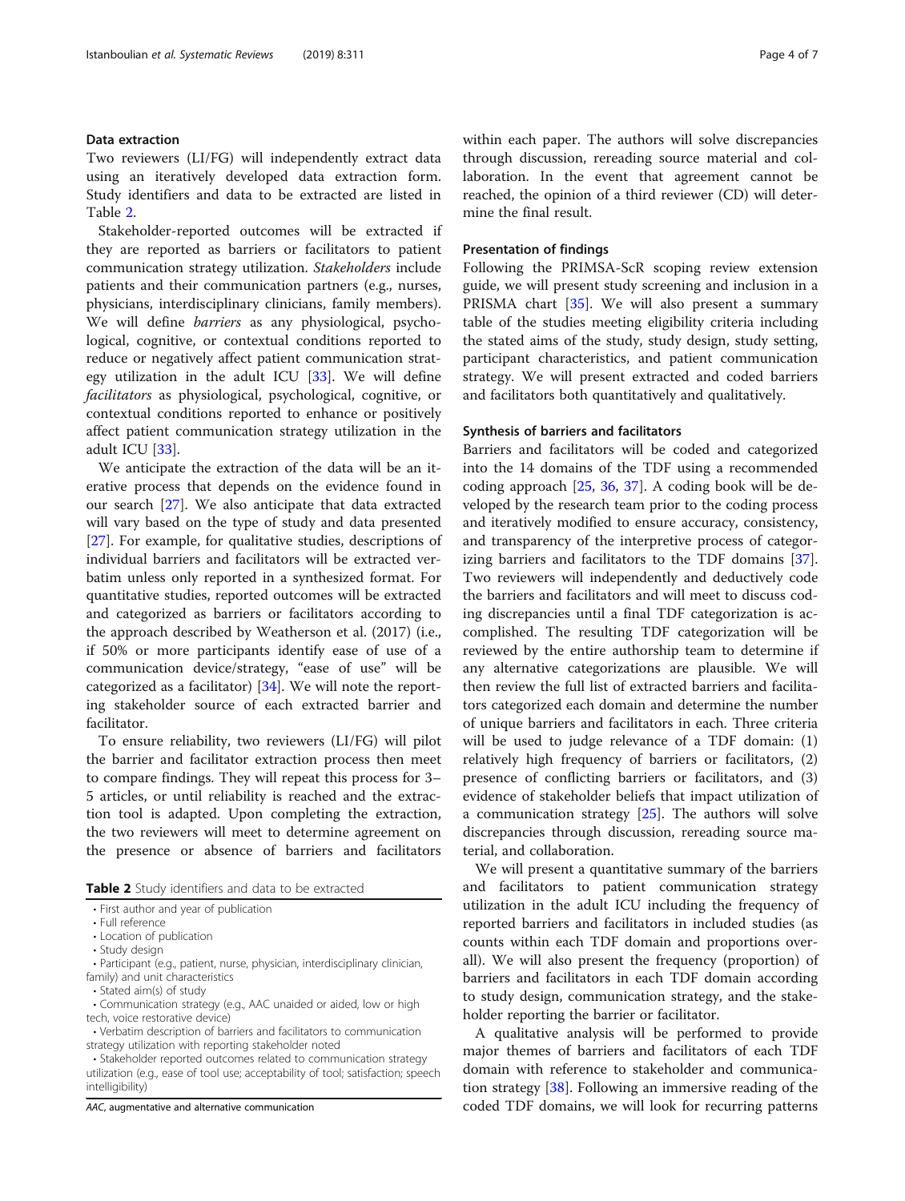### Data extraction

Two reviewers (LI/FG) will independently extract data using an iteratively developed data extraction form. Study identifiers and data to be extracted are listed in Table 2.

Stakeholder-reported outcomes will be extracted if they are reported as barriers or facilitators to patient communication strategy utilization. *Stakeholders* include patients and their communication partners (e.g., nurses, physicians, interdisciplinary clinicians, family members). We will define *barriers* as any physiological, psychological, cognitive, or contextual conditions reported to reduce or negatively affect patient communication strategy utilization in the adult ICU [33]. We will define *facilitators* as physiological, psychological, cognitive, or contextual conditions reported to enhance or positively affect patient communication strategy utilization in the adult ICU [33].

We anticipate the extraction of the data will be an iterative process that depends on the evidence found in our search [27]. We also anticipate that data extracted will vary based on the type of study and data presented [27]. For example, for qualitative studies, descriptions of individual barriers and facilitators will be extracted verbatim unless only reported in a synthesized format. For quantitative studies, reported outcomes will be extracted and categorized as barriers or facilitators according to the approach described by Weatherson et al. (2017) (i.e., if 50% or more participants identify ease of use of a communication device/strategy, "ease of use" will be categorized as a facilitator) [34]. We will note the reporting stakeholder source of each extracted barrier and facilitator.

To ensure reliability, two reviewers (LI/FG) will pilot the barrier and facilitator extraction process then meet to compare findings. They will repeat this process for 3–5 articles, or until reliability is reached and the extraction tool is adapted. Upon completing the extraction, the two reviewers will meet to determine agreement on the presence or absence of barriers and facilitators within each paper. The authors will solve discrepancies through discussion, rereading source material and collaboration. In the event that agreement cannot be reached, the opinion of a third reviewer (CD) will determine the final result.

**Table 2** Study identifiers and data to be extracted

| |
|---|
| • First author and year of publication |
| • Full reference |
| • Location of publication |
| • Study design |
| • Participant (e.g., patient, nurse, physician, interdisciplinary clinician, family) and unit characteristics |
| • Stated aim(s) of study |
| • Communication strategy (e.g., AAC unaided or aided, low or high tech, voice restorative device) |
| • Verbatim description of barriers and facilitators to communication strategy utilization with reporting stakeholder noted |
| • Stakeholder reported outcomes related to communication strategy utilization (e.g., ease of tool use; acceptability of tool; satisfaction; speech intelligibility) |

*AAC*, augmentative and alternative communication

### Presentation of findings

Following the PRIMSA-ScR scoping review extension guide, we will present study screening and inclusion in a PRISMA chart [35]. We will also present a summary table of the studies meeting eligibility criteria including the stated aims of the study, study design, study setting, participant characteristics, and patient communication strategy. We will present extracted and coded barriers and facilitators both quantitatively and qualitatively.

### Synthesis of barriers and facilitators

Barriers and facilitators will be coded and categorized into the 14 domains of the TDF using a recommended coding approach [25, 36, 37]. A coding book will be developed by the research team prior to the coding process and iteratively modified to ensure accuracy, consistency, and transparency of the interpretive process of categorizing barriers and facilitators to the TDF domains [37]. Two reviewers will independently and deductively code the barriers and facilitators and will meet to discuss coding discrepancies until a final TDF categorization is accomplished. The resulting TDF categorization will be reviewed by the entire authorship team to determine if any alternative categorizations are plausible. We will then review the full list of extracted barriers and facilitators categorized each domain and determine the number of unique barriers and facilitators in each. Three criteria will be used to judge relevance of a TDF domain: (1) relatively high frequency of barriers or facilitators, (2) presence of conflicting barriers or facilitators, and (3) evidence of stakeholder beliefs that impact utilization of a communication strategy [25]. The authors will solve discrepancies through discussion, rereading source material, and collaboration.

We will present a quantitative summary of the barriers and facilitators to patient communication strategy utilization in the adult ICU including the frequency of reported barriers and facilitators in included studies (as counts within each TDF domain and proportions overall). We will also present the frequency (proportion) of barriers and facilitators in each TDF domain according to study design, communication strategy, and the stakeholder reporting the barrier or facilitator.

A qualitative analysis will be performed to provide major themes of barriers and facilitators of each TDF domain with reference to stakeholder and communication strategy [38]. Following an immersive reading of the coded TDF domains, we will look for recurring patterns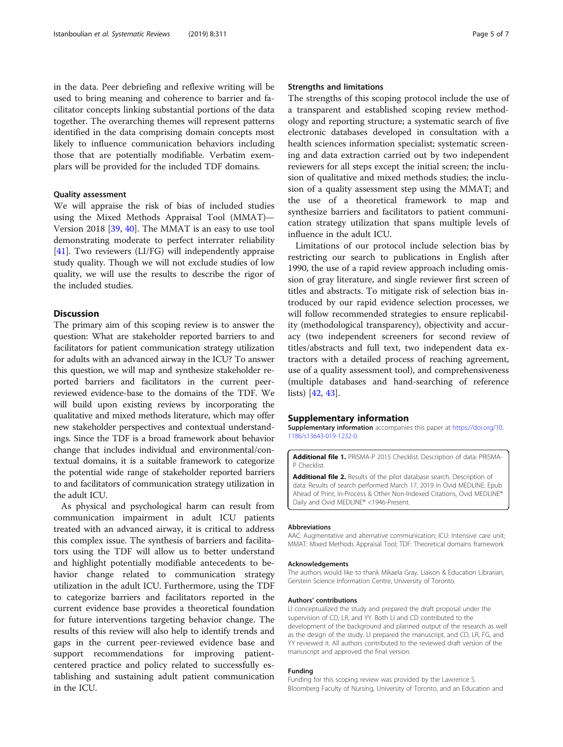in the data. Peer debriefing and reflexive writing will be used to bring meaning and coherence to barrier and facilitator concepts linking substantial portions of the data together. The overarching themes will represent patterns identified in the data comprising domain concepts most likely to influence communication behaviors including those that are potentially modifiable. Verbatim exemplars will be provided for the included TDF domains.

### Quality assessment

We will appraise the risk of bias of included studies using the Mixed Methods Appraisal Tool (MMAT)—Version 2018 [39, 40]. The MMAT is an easy to use tool demonstrating moderate to perfect interrater reliability [41]. Two reviewers (LI/FG) will independently appraise study quality. Though we will not exclude studies of low quality, we will use the results to describe the rigor of the included studies.

## Discussion

The primary aim of this scoping review is to answer the question: What are stakeholder reported barriers to and facilitators for patient communication strategy utilization for adults with an advanced airway in the ICU? To answer this question, we will map and synthesize stakeholder reported barriers and facilitators in the current peer-reviewed evidence-base to the domains of the TDF. We will build upon existing reviews by incorporating the qualitative and mixed methods literature, which may offer new stakeholder perspectives and contextual understandings. Since the TDF is a broad framework about behavior change that includes individual and environmental/contextual domains, it is a suitable framework to categorize the potential wide range of stakeholder reported barriers to and facilitators of communication strategy utilization in the adult ICU.

As physical and psychological harm can result from communication impairment in adult ICU patients treated with an advanced airway, it is critical to address this complex issue. The synthesis of barriers and facilitators using the TDF will allow us to better understand and highlight potentially modifiable antecedents to behavior change related to communication strategy utilization in the adult ICU. Furthermore, using the TDF to categorize barriers and facilitators reported in the current evidence base provides a theoretical foundation for future interventions targeting behavior change. The results of this review will also help to identify trends and gaps in the current peer-reviewed evidence base and support recommendations for improving patient-centered practice and policy related to successfully establishing and sustaining adult patient communication in the ICU.

### Strengths and limitations

The strengths of this scoping protocol include the use of a transparent and established scoping review methodology and reporting structure; a systematic search of five electronic databases developed in consultation with a health sciences information specialist; systematic screening and data extraction carried out by two independent reviewers for all steps except the initial screen; the inclusion of qualitative and mixed methods studies; the inclusion of a quality assessment step using the MMAT; and the use of a theoretical framework to map and synthesize barriers and facilitators to patient communication strategy utilization that spans multiple levels of influence in the adult ICU.

Limitations of our protocol include selection bias by restricting our search to publications in English after 1990, the use of a rapid review approach including omission of gray literature, and single reviewer first screen of titles and abstracts. To mitigate risk of selection bias introduced by our rapid evidence selection processes, we will follow recommended strategies to ensure replicability (methodological transparency), objectivity and accuracy (two independent screeners for second review of titles/abstracts and full text, two independent data extractors with a detailed process of reaching agreement, use of a quality assessment tool), and comprehensiveness (multiple databases and hand-searching of reference lists) [42, 43].

## Supplementary information

**Supplementary information** accompanies this paper at https://doi.org/10.1186/s13643-019-1232-0.

**Additional file 1.** PRISMA-P 2015 Checklist. Description of data: PRISMA-P Checklist.

**Additional file 2.** Results of the pilot database search. Description of data: Results of search performed March 17, 2019 in Ovid MEDLINE: Epub Ahead of Print, In-Process & Other Non-Indexed Citations, Ovid MEDLINE® Daily and Ovid MEDLINE® <1946-Present.

#### Abbreviations

AAC: Augmentative and alternative communication; ICU: Intensive care unit; MMAT: Mixed Methods Appraisal Tool; TDF: Theoretical domains framework

#### Acknowledgements

The authors would like to thank Mikaela Gray, Liaison & Education Librarian, Gerstein Science Information Centre, University of Toronto.

#### Authors' contributions

LI conceptualized the study and prepared the draft proposal under the supervision of CD, LR, and YY. Both LI and CD contributed to the development of the background and planned output of the research as well as the design of the study. LI prepared the manuscript, and CD, LR, FG, and YY reviewed it. All authors contributed to the reviewed draft version of the manuscript and approved the final version.

#### Funding

Funding for this scoping review was provided by the Lawrence S. Bloomberg Faculty of Nursing, University of Toronto, and an Education and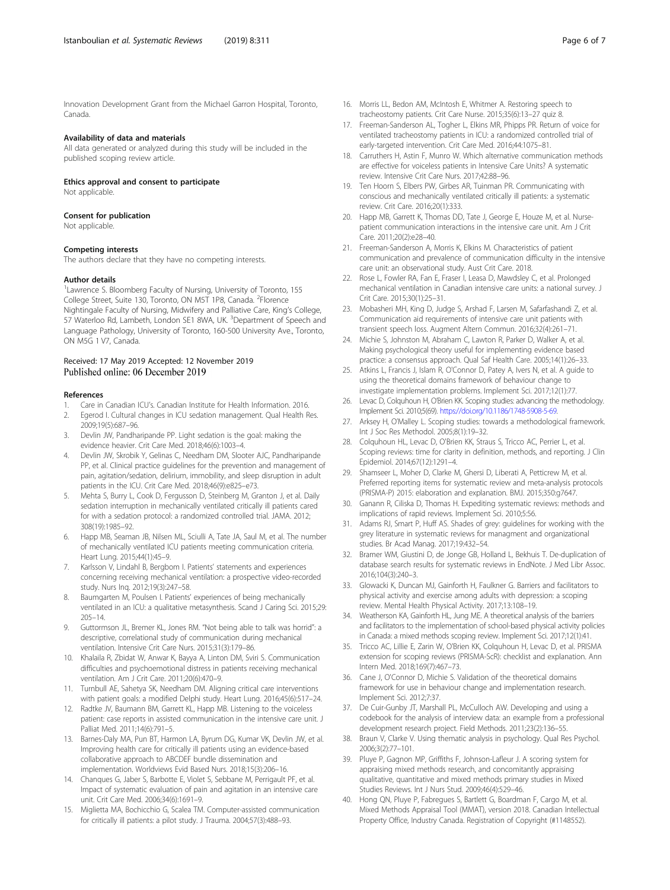Innovation Development Grant from the Michael Garron Hospital, Toronto, Canada.

#### Availability of data and materials

All data generated or analyzed during this study will be included in the published scoping review article.

#### Ethics approval and consent to participate

Not applicable.

#### Consent for publication

Not applicable.

#### Competing interests

The authors declare that they have no competing interests.

#### Author details

[1]Lawrence S. Bloomberg Faculty of Nursing, University of Toronto, 155 College Street, Suite 130, Toronto, ON M5T 1P8, Canada. [2]Florence Nightingale Faculty of Nursing, Midwifery and Palliative Care, King's College, 57 Waterloo Rd, Lambeth, London SE1 8WA, UK. [3]Department of Speech and Language Pathology, University of Toronto, 160-500 University Ave., Toronto, ON M5G 1 V7, Canada.

Received: 17 May 2019 Accepted: 12 November 2019
Published online: 06 December 2019

#### References

1. Care in Canadian ICU's. Canadian Institute for Health Information. 2016.
2. Egerod I. Cultural changes in ICU sedation management. Qual Health Res. 2009;19(5):687–96.
3. Devlin JW, Pandharipande PP. Light sedation is the goal: making the evidence heavier. Crit Care Med. 2018;46(6):1003–4.
4. Devlin JW, Skrobik Y, Gelinas C, Needham DM, Slooter AJC, Pandharipande PP, et al. Clinical practice guidelines for the prevention and management of pain, agitation/sedation, delirium, immobility, and sleep disruption in adult patients in the ICU. Crit Care Med. 2018;46(9):e825–e73.
5. Mehta S, Burry L, Cook D, Fergusson D, Steinberg M, Granton J, et al. Daily sedation interruption in mechanically ventilated critically ill patients cared for with a sedation protocol: a randomized controlled trial. JAMA. 2012; 308(19):1985–92.
6. Happ MB, Seaman JB, Nilsen ML, Sciulli A, Tate JA, Saul M, et al. The number of mechanically ventilated ICU patients meeting communication criteria. Heart Lung. 2015;44(1):45–9.
7. Karlsson V, Lindahl B, Bergbom I. Patients' statements and experiences concerning receiving mechanical ventilation: a prospective video-recorded study. Nurs Inq. 2012;19(3):247–58.
8. Baumgarten M, Poulsen I. Patients' experiences of being mechanically ventilated in an ICU: a qualitative metasynthesis. Scand J Caring Sci. 2015;29: 205–14.
9. Guttormson JL, Bremer KL, Jones RM. "Not being able to talk was horrid": a descriptive, correlational study of communication during mechanical ventilation. Intensive Crit Care Nurs. 2015;31(3):179–86.
10. Khalaila R, Zbidat W, Anwar K, Bayya A, Linton DM, Sviri S. Communication difficulties and psychoemotional distress in patients receiving mechanical ventilation. Am J Crit Care. 2011;20(6):470–9.
11. Turnbull AE, Sahetya SK, Needham DM. Aligning critical care interventions with patient goals: a modified Delphi study. Heart Lung. 2016;45(6):517–24.
12. Radtke JV, Baumann BM, Garrett KL, Happ MB. Listening to the voiceless patient: case reports in assisted communication in the intensive care unit. J Palliat Med. 2011;14(6):791–5.
13. Barnes-Daly MA, Pun BT, Harmon LA, Byrum DG, Kumar VK, Devlin JW, et al. Improving health care for critically ill patients using an evidence-based collaborative approach to ABCDEF bundle dissemination and implementation. Worldviews Evid Based Nurs. 2018;15(3):206–16.
14. Chanques G, Jaber S, Barbotte E, Violet S, Sebbane M, Perrigault PF, et al. Impact of systematic evaluation of pain and agitation in an intensive care unit. Crit Care Med. 2006;34(6):1691–9.
15. Miglietta MA, Bochicchio G, Scalea TM. Computer-assisted communication for critically ill patients: a pilot study. J Trauma. 2004;57(3):488–93.
16. Morris LL, Bedon AM, McIntosh E, Whitmer A. Restoring speech to tracheostomy patients. Crit Care Nurse. 2015;35(6):13–27 quiz 8.
17. Freeman-Sanderson AL, Togher L, Elkins MR, Phipps PR. Return of voice for ventilated tracheostomy patients in ICU: a randomized controlled trial of early-targeted intervention. Crit Care Med. 2016;44:1075–81.
18. Carruthers H, Astin F, Munro W. Which alternative communication methods are effective for voiceless patients in Intensive Care Units? A systematic review. Intensive Crit Care Nurs. 2017;42:88–96.
19. Ten Hoorn S, Elbers PW, Girbes AR, Tuinman PR. Communicating with conscious and mechanically ventilated critically ill patients: a systematic review. Crit Care. 2016;20(1):333.
20. Happ MB, Garrett K, Thomas DD, Tate J, George E, Houze M, et al. Nurse-patient communication interactions in the intensive care unit. Am J Crit Care. 2011;20(2):e28–40.
21. Freeman-Sanderson A, Morris K, Elkins M. Characteristics of patient communication and prevalence of communication difficulty in the intensive care unit: an observational study. Aust Crit Care. 2018.
22. Rose L, Fowler RA, Fan E, Fraser I, Leasa D, Mawdsley C, et al. Prolonged mechanical ventilation in Canadian intensive care units: a national survey. J Crit Care. 2015;30(1):25–31.
23. Mobasheri MH, King D, Judge S, Arshad F, Larsen M, Safarfashandi Z, et al. Communication aid requirements of intensive care unit patients with transient speech loss. Augment Altern Commun. 2016;32(4):261–71.
24. Michie S, Johnston M, Abraham C, Lawton R, Parker D, Walker A, et al. Making psychological theory useful for implementing evidence based practice: a consensus approach. Qual Saf Health Care. 2005;14(1):26–33.
25. Atkins L, Francis J, Islam R, O'Connor D, Patey A, Ivers N, et al. A guide to using the theoretical domains framework of behaviour change to investigate implementation problems. Implement Sci. 2017;12(1):77.
26. Levac D, Colquhoun H, O'Brien KK. Scoping studies: advancing the methodology. Implement Sci. 2010;5(69). https://doi.org/10.1186/1748-5908-5-69.
27. Arksey H, O'Malley L. Scoping studies: towards a methodological framework. Int J Soc Res Methodol. 2005;8(1):19–32.
28. Colquhoun HL, Levac D, O'Brien KK, Straus S, Tricco AC, Perrier L, et al. Scoping reviews: time for clarity in definition, methods, and reporting. J Clin Epidemiol. 2014;67(12):1291–4.
29. Shamseer L, Moher D, Clarke M, Ghersi D, Liberati A, Petticrew M, et al. Preferred reporting items for systematic review and meta-analysis protocols (PRISMA-P) 2015: elaboration and explanation. BMJ. 2015;350:g7647.
30. Ganann R, Ciliska D, Thomas H. Expediting systematic reviews: methods and implications of rapid reviews. Implement Sci. 2010;5:56.
31. Adams RJ, Smart P, Huff AS. Shades of grey: guidelines for working with the grey literature in systematic reviews for managment and organizational studies. Br Acad Manag. 2017;19:432–54.
32. Bramer WM, Giustini D, de Jonge GB, Holland L, Bekhuis T. De-duplication of database search results for systematic reviews in EndNote. J Med Libr Assoc. 2016;104(3):240–3.
33. Glowacki K, Duncan MJ, Gainforth H, Faulkner G. Barriers and facilitators to physical activity and exercise among adults with depression: a scoping review. Mental Health Physical Activity. 2017;13:108–19.
34. Weatherson KA, Gainforth HL, Jung ME. A theoretical analysis of the barriers and facilitators to the implementation of school-based physical activity policies in Canada: a mixed methods scoping review. Implement Sci. 2017;12(1):41.
35. Tricco AC, Lillie E, Zarin W, O'Brien KK, Colquhoun H, Levac D, et al. PRISMA extension for scoping reviews (PRISMA-ScR): checklist and explanation. Ann Intern Med. 2018;169(7):467–73.
36. Cane J, O'Connor D, Michie S. Validation of the theoretical domains framework for use in behaviour change and implementation research. Implement Sci. 2012;7:37.
37. De Cuir-Gunby JT, Marshall PL, McCulloch AW. Developing and using a codebook for the analysis of interview data: an example from a professional development research project. Field Methods. 2011;23(2):136–55.
38. Braun V, Clarke V. Using thematic analysis in psychology. Qual Res Psychol. 2006;3(2):77–101.
39. Pluye P, Gagnon MP, Griffiths F, Johnson-Lafleur J. A scoring system for appraising mixed methods research, and concomitantly appraising qualitative, quantitative and mixed methods primary studies in Mixed Studies Reviews. Int J Nurs Stud. 2009;46(4):529–46.
40. Hong QN, Pluye P, Fabregues S, Bartlett G, Boardman F, Cargo M, et al. Mixed Methods Appraisal Tool (MMAT), version 2018. Canadian Intellectual Property Office, Industry Canada. Registration of Copyright (#1148552).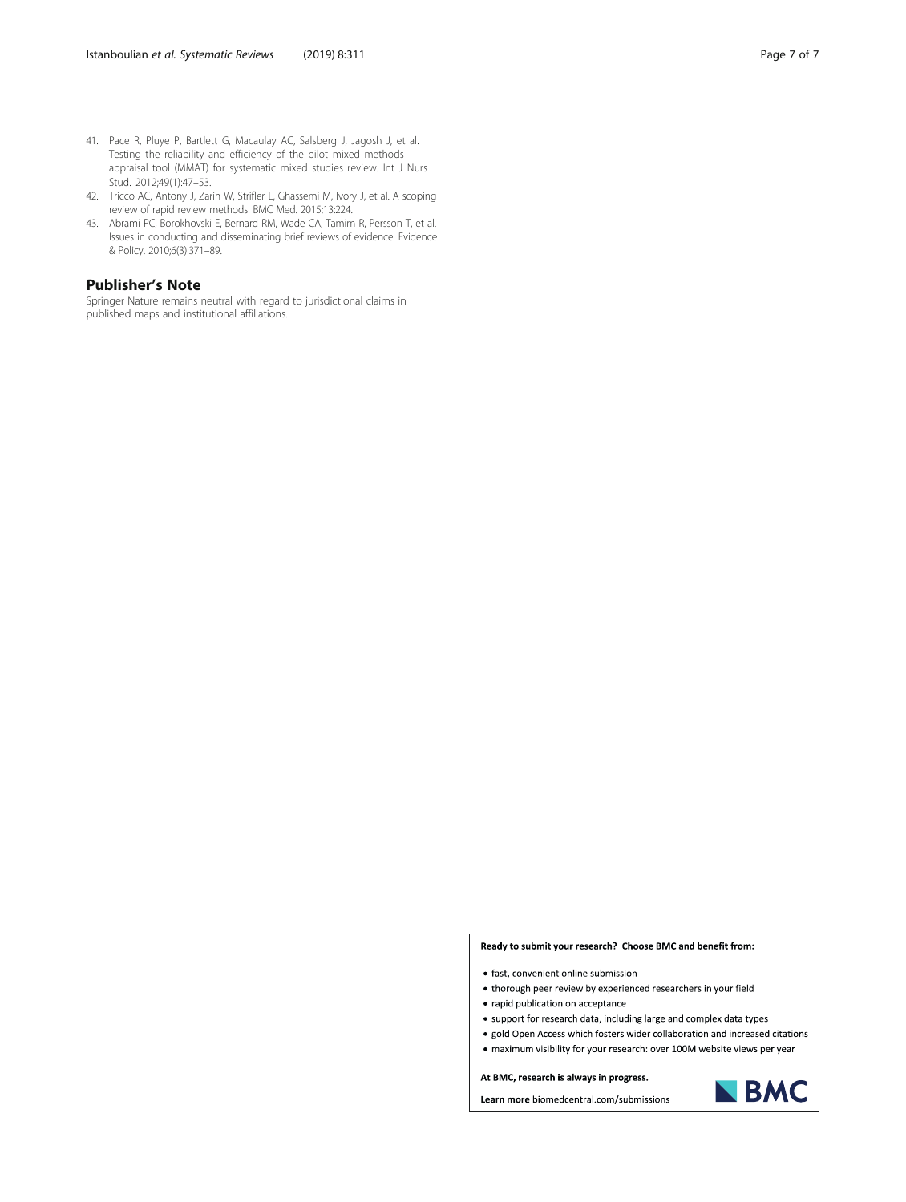41. Pace R, Pluye P, Bartlett G, Macaulay AC, Salsberg J, Jagosh J, et al. Testing the reliability and efficiency of the pilot mixed methods appraisal tool (MMAT) for systematic mixed studies review. Int J Nurs Stud. 2012;49(1):47–53.
42. Tricco AC, Antony J, Zarin W, Strifler L, Ghassemi M, Ivory J, et al. A scoping review of rapid review methods. BMC Med. 2015;13:224.
43. Abrami PC, Borokhovski E, Bernard RM, Wade CA, Tamim R, Persson T, et al. Issues in conducting and disseminating brief reviews of evidence. Evidence & Policy. 2010;6(3):371–89.

## Publisher's Note

Springer Nature remains neutral with regard to jurisdictional claims in published maps and institutional affiliations.

**Ready to submit your research? Choose BMC and benefit from:**

- fast, convenient online submission
- thorough peer review by experienced researchers in your field
- rapid publication on acceptance
- support for research data, including large and complex data types
- gold Open Access which fosters wider collaboration and increased citations
- maximum visibility for your research: over 100M website views per year

**At BMC, research is always in progress.**

**Learn more** biomedcentral.com/submissions

BMC